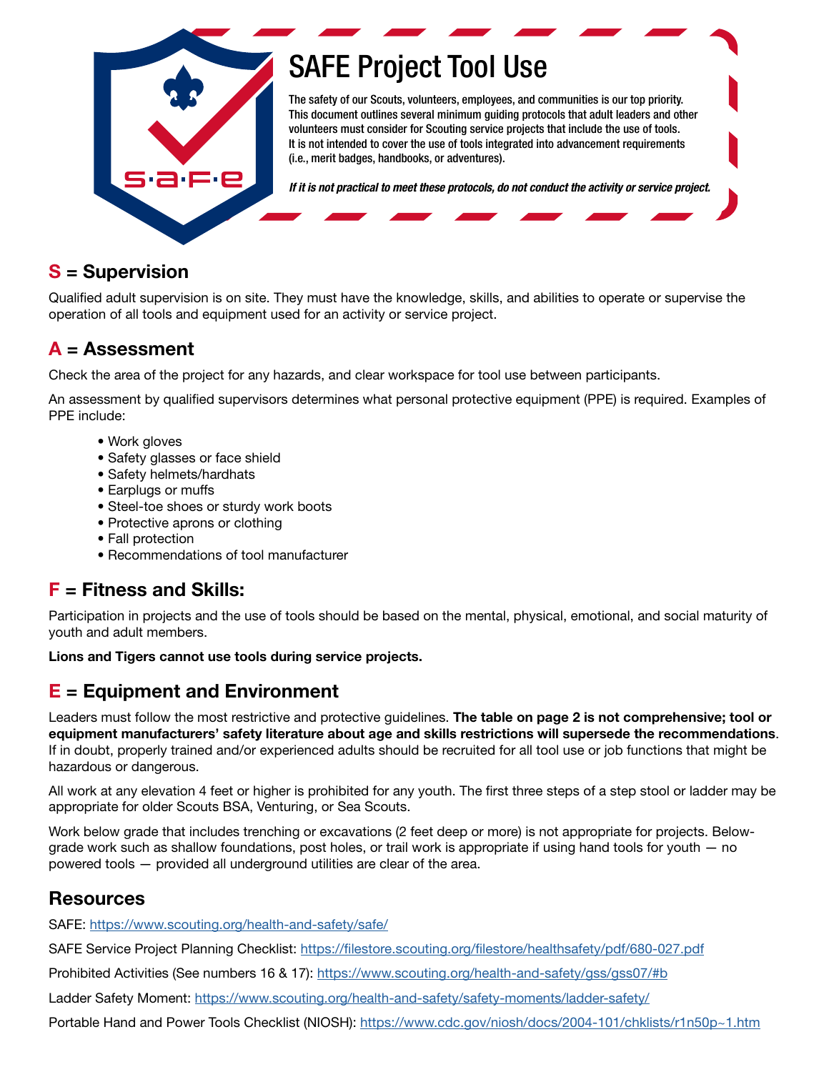# SAFE Project Tool Use

The safety of our Scouts, volunteers, employees, and communities is our top priority. This document outlines several minimum guiding protocols that adult leaders and other volunteers must consider for Scouting service projects that include the use of tools. It is not intended to cover the use of tools integrated into advancement requirements (i.e., merit badges, handbooks, or adventures).

***If it is not practical to meet these protocols, do not conduct the activity or service project.***

## S = Supervision

Qualified adult supervision is on site. They must have the knowledge, skills, and abilities to operate or supervise the operation of all tools and equipment used for an activity or service project.

## A = Assessment

Check the area of the project for any hazards, and clear workspace for tool use between participants.

An assessment by qualified supervisors determines what personal protective equipment (PPE) is required. Examples of PPE include:

- Work gloves
- Safety glasses or face shield
- Safety helmets/hardhats
- Earplugs or muffs
- Steel-toe shoes or sturdy work boots
- Protective aprons or clothing
- Fall protection
- Recommendations of tool manufacturer

## F = Fitness and Skills:

Participation in projects and the use of tools should be based on the mental, physical, emotional, and social maturity of youth and adult members.

**Lions and Tigers cannot use tools during service projects.**

## E = Equipment and Environment

Leaders must follow the most restrictive and protective guidelines. **The table on page 2 is not comprehensive; tool or equipment manufacturers' safety literature about age and skills restrictions will supersede the recommendations**. If in doubt, properly trained and/or experienced adults should be recruited for all tool use or job functions that might be hazardous or dangerous.

All work at any elevation 4 feet or higher is prohibited for any youth. The first three steps of a step stool or ladder may be appropriate for older Scouts BSA, Venturing, or Sea Scouts.

Work below grade that includes trenching or excavations (2 feet deep or more) is not appropriate for projects. Below-grade work such as shallow foundations, post holes, or trail work is appropriate if using hand tools for youth — no powered tools — provided all underground utilities are clear of the area.

## Resources

SAFE: https://www.scouting.org/health-and-safety/safe/

SAFE Service Project Planning Checklist: https://filestore.scouting.org/filestore/healthsafety/pdf/680-027.pdf

Prohibited Activities (See numbers 16 & 17): https://www.scouting.org/health-and-safety/gss/gss07/#b

Ladder Safety Moment: https://www.scouting.org/health-and-safety/safety-moments/ladder-safety/

Portable Hand and Power Tools Checklist (NIOSH): https://www.cdc.gov/niosh/docs/2004-101/chklists/r1n50p~1.htm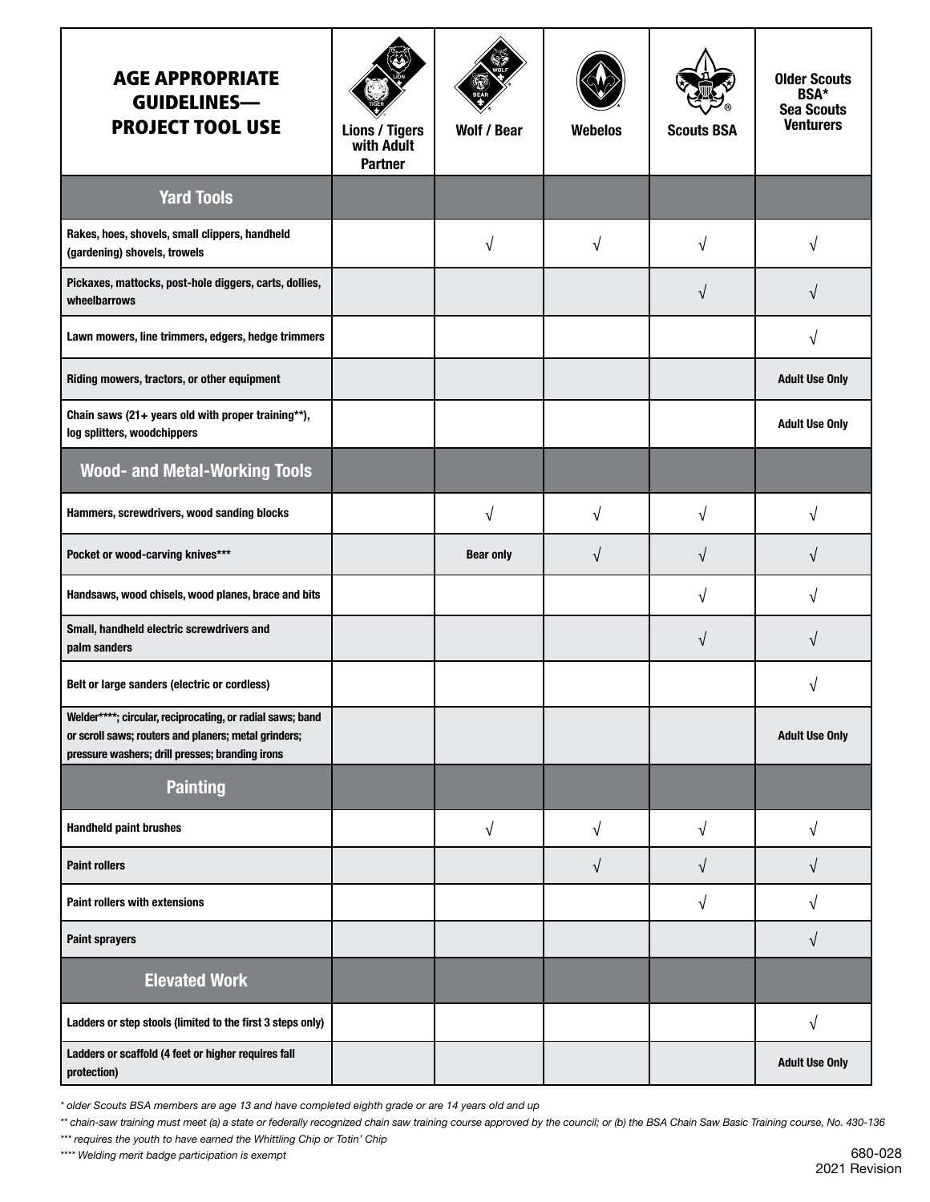| AGE APPROPRIATE GUIDELINES—PROJECT TOOL USE | Lions / Tigers with Adult Partner | Wolf / Bear | Webelos | Scouts BSA | Older Scouts BSA* Sea Scouts Venturers |
|---|---|---|---|---|---|
| **Yard Tools** | | | | | |
| Rakes, hoes, shovels, small clippers, handheld (gardening) shovels, trowels | | √ | √ | √ | √ |
| Pickaxes, mattocks, post-hole diggers, carts, dollies, wheelbarrows | | | | √ | √ |
| Lawn mowers, line trimmers, edgers, hedge trimmers | | | | | √ |
| Riding mowers, tractors, or other equipment | | | | | Adult Use Only |
| Chain saws (21+ years old with proper training**), log splitters, woodchippers | | | | | Adult Use Only |
| **Wood- and Metal-Working Tools** | | | | | |
| Hammers, screwdrivers, wood sanding blocks | | √ | √ | √ | √ |
| Pocket or wood-carving knives*** | | Bear only | √ | √ | √ |
| Handsaws, wood chisels, wood planes, brace and bits | | | | √ | √ |
| Small, handheld electric screwdrivers and palm sanders | | | | √ | √ |
| Belt or large sanders (electric or cordless) | | | | | √ |
| Welder****; circular, reciprocating, or radial saws; band or scroll saws; routers and planers; metal grinders; pressure washers; drill presses; branding irons | | | | | Adult Use Only |
| **Painting** | | | | | |
| Handheld paint brushes | | √ | √ | √ | √ |
| Paint rollers | | | √ | √ | √ |
| Paint rollers with extensions | | | | √ | √ |
| Paint sprayers | | | | | √ |
| **Elevated Work** | | | | | |
| Ladders or step stools (limited to the first 3 steps only) | | | | | √ |
| Ladders or scaffold (4 feet or higher requires fall protection) | | | | | Adult Use Only |

*\* older Scouts BSA members are age 13 and have completed eighth grade or are 14 years old and up*

*\*\* chain-saw training must meet (a) a state or federally recognized chain saw training course approved by the council; or (b) the BSA Chain Saw Basic Training course, No. 430-136*

*\*\*\* requires the youth to have earned the Whittling Chip or Totin' Chip*

*\*\*\*\* Welding merit badge participation is exempt*

680-028
2021 Revision